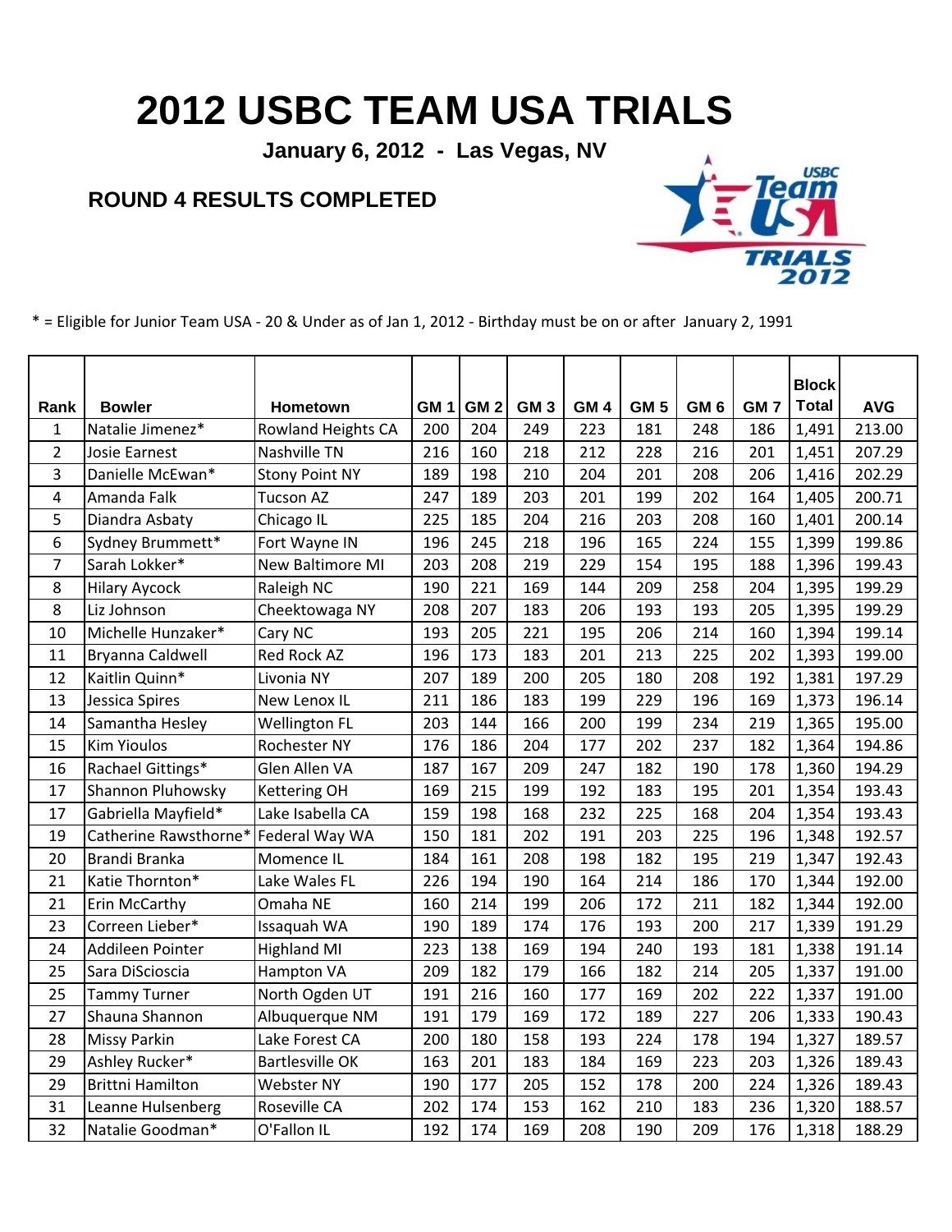# 2012 USBC TEAM USA TRIALS

**January 6, 2012 - Las Vegas, NV**

## ROUND 4 RESULTS COMPLETED

* = Eligible for Junior Team USA - 20 & Under as of Jan 1, 2012 - Birthday must be on or after January 2, 1991

| Rank | Bowler | Hometown | GM 1 | GM 2 | GM 3 | GM 4 | GM 5 | GM 6 | GM 7 | Block Total | AVG |
|---|---|---|---|---|---|---|---|---|---|---|---|
| 1 | Natalie Jimenez* | Rowland Heights CA | 200 | 204 | 249 | 223 | 181 | 248 | 186 | 1,491 | 213.00 |
| 2 | Josie Earnest | Nashville TN | 216 | 160 | 218 | 212 | 228 | 216 | 201 | 1,451 | 207.29 |
| 3 | Danielle McEwan* | Stony Point NY | 189 | 198 | 210 | 204 | 201 | 208 | 206 | 1,416 | 202.29 |
| 4 | Amanda Falk | Tucson AZ | 247 | 189 | 203 | 201 | 199 | 202 | 164 | 1,405 | 200.71 |
| 5 | Diandra Asbaty | Chicago IL | 225 | 185 | 204 | 216 | 203 | 208 | 160 | 1,401 | 200.14 |
| 6 | Sydney Brummett* | Fort Wayne IN | 196 | 245 | 218 | 196 | 165 | 224 | 155 | 1,399 | 199.86 |
| 7 | Sarah Lokker* | New Baltimore MI | 203 | 208 | 219 | 229 | 154 | 195 | 188 | 1,396 | 199.43 |
| 8 | Hilary Aycock | Raleigh NC | 190 | 221 | 169 | 144 | 209 | 258 | 204 | 1,395 | 199.29 |
| 8 | Liz Johnson | Cheektowaga NY | 208 | 207 | 183 | 206 | 193 | 193 | 205 | 1,395 | 199.29 |
| 10 | Michelle Hunzaker* | Cary NC | 193 | 205 | 221 | 195 | 206 | 214 | 160 | 1,394 | 199.14 |
| 11 | Bryanna Caldwell | Red Rock AZ | 196 | 173 | 183 | 201 | 213 | 225 | 202 | 1,393 | 199.00 |
| 12 | Kaitlin Quinn* | Livonia NY | 207 | 189 | 200 | 205 | 180 | 208 | 192 | 1,381 | 197.29 |
| 13 | Jessica Spires | New Lenox IL | 211 | 186 | 183 | 199 | 229 | 196 | 169 | 1,373 | 196.14 |
| 14 | Samantha Hesley | Wellington FL | 203 | 144 | 166 | 200 | 199 | 234 | 219 | 1,365 | 195.00 |
| 15 | Kim Yioulos | Rochester NY | 176 | 186 | 204 | 177 | 202 | 237 | 182 | 1,364 | 194.86 |
| 16 | Rachael Gittings* | Glen Allen VA | 187 | 167 | 209 | 247 | 182 | 190 | 178 | 1,360 | 194.29 |
| 17 | Shannon Pluhowsky | Kettering OH | 169 | 215 | 199 | 192 | 183 | 195 | 201 | 1,354 | 193.43 |
| 17 | Gabriella Mayfield* | Lake Isabella CA | 159 | 198 | 168 | 232 | 225 | 168 | 204 | 1,354 | 193.43 |
| 19 | Catherine Rawsthorne* | Federal Way WA | 150 | 181 | 202 | 191 | 203 | 225 | 196 | 1,348 | 192.57 |
| 20 | Brandi Branka | Momence IL | 184 | 161 | 208 | 198 | 182 | 195 | 219 | 1,347 | 192.43 |
| 21 | Katie Thornton* | Lake Wales FL | 226 | 194 | 190 | 164 | 214 | 186 | 170 | 1,344 | 192.00 |
| 21 | Erin McCarthy | Omaha NE | 160 | 214 | 199 | 206 | 172 | 211 | 182 | 1,344 | 192.00 |
| 23 | Correen Lieber* | Issaquah WA | 190 | 189 | 174 | 176 | 193 | 200 | 217 | 1,339 | 191.29 |
| 24 | Addileen Pointer | Highland MI | 223 | 138 | 169 | 194 | 240 | 193 | 181 | 1,338 | 191.14 |
| 25 | Sara DiScioscia | Hampton VA | 209 | 182 | 179 | 166 | 182 | 214 | 205 | 1,337 | 191.00 |
| 25 | Tammy Turner | North Ogden UT | 191 | 216 | 160 | 177 | 169 | 202 | 222 | 1,337 | 191.00 |
| 27 | Shauna Shannon | Albuquerque NM | 191 | 179 | 169 | 172 | 189 | 227 | 206 | 1,333 | 190.43 |
| 28 | Missy Parkin | Lake Forest CA | 200 | 180 | 158 | 193 | 224 | 178 | 194 | 1,327 | 189.57 |
| 29 | Ashley Rucker* | Bartlesville OK | 163 | 201 | 183 | 184 | 169 | 223 | 203 | 1,326 | 189.43 |
| 29 | Brittni Hamilton | Webster NY | 190 | 177 | 205 | 152 | 178 | 200 | 224 | 1,326 | 189.43 |
| 31 | Leanne Hulsenberg | Roseville CA | 202 | 174 | 153 | 162 | 210 | 183 | 236 | 1,320 | 188.57 |
| 32 | Natalie Goodman* | O'Fallon IL | 192 | 174 | 169 | 208 | 190 | 209 | 176 | 1,318 | 188.29 |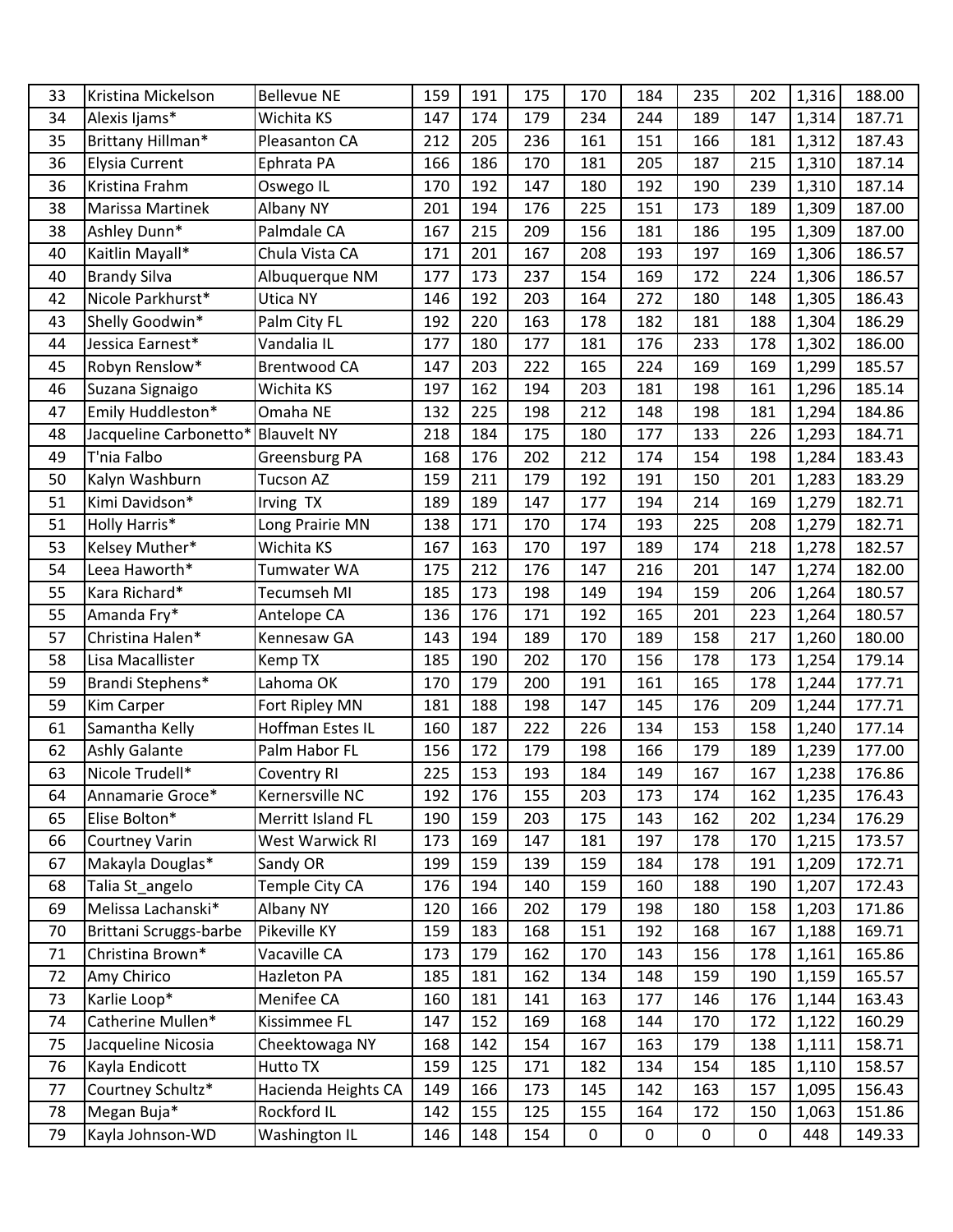| 33 | Kristina Mickelson | Bellevue NE | 159 | 191 | 175 | 170 | 184 | 235 | 202 | 1,316 | 188.00 |
|---|---|---|---|---|---|---|---|---|---|---|---|
| 34 | Alexis Ijams* | Wichita KS | 147 | 174 | 179 | 234 | 244 | 189 | 147 | 1,314 | 187.71 |
| 35 | Brittany Hillman* | Pleasanton CA | 212 | 205 | 236 | 161 | 151 | 166 | 181 | 1,312 | 187.43 |
| 36 | Elysia Current | Ephrata PA | 166 | 186 | 170 | 181 | 205 | 187 | 215 | 1,310 | 187.14 |
| 36 | Kristina Frahm | Oswego IL | 170 | 192 | 147 | 180 | 192 | 190 | 239 | 1,310 | 187.14 |
| 38 | Marissa Martinek | Albany NY | 201 | 194 | 176 | 225 | 151 | 173 | 189 | 1,309 | 187.00 |
| 38 | Ashley Dunn* | Palmdale CA | 167 | 215 | 209 | 156 | 181 | 186 | 195 | 1,309 | 187.00 |
| 40 | Kaitlin Mayall* | Chula Vista CA | 171 | 201 | 167 | 208 | 193 | 197 | 169 | 1,306 | 186.57 |
| 40 | Brandy Silva | Albuquerque NM | 177 | 173 | 237 | 154 | 169 | 172 | 224 | 1,306 | 186.57 |
| 42 | Nicole Parkhurst* | Utica NY | 146 | 192 | 203 | 164 | 272 | 180 | 148 | 1,305 | 186.43 |
| 43 | Shelly Goodwin* | Palm City FL | 192 | 220 | 163 | 178 | 182 | 181 | 188 | 1,304 | 186.29 |
| 44 | Jessica Earnest* | Vandalia IL | 177 | 180 | 177 | 181 | 176 | 233 | 178 | 1,302 | 186.00 |
| 45 | Robyn Renslow* | Brentwood CA | 147 | 203 | 222 | 165 | 224 | 169 | 169 | 1,299 | 185.57 |
| 46 | Suzana Signaigo | Wichita KS | 197 | 162 | 194 | 203 | 181 | 198 | 161 | 1,296 | 185.14 |
| 47 | Emily Huddleston* | Omaha NE | 132 | 225 | 198 | 212 | 148 | 198 | 181 | 1,294 | 184.86 |
| 48 | Jacqueline Carbonetto* | Blauvelt NY | 218 | 184 | 175 | 180 | 177 | 133 | 226 | 1,293 | 184.71 |
| 49 | T'nia Falbo | Greensburg PA | 168 | 176 | 202 | 212 | 174 | 154 | 198 | 1,284 | 183.43 |
| 50 | Kalyn Washburn | Tucson AZ | 159 | 211 | 179 | 192 | 191 | 150 | 201 | 1,283 | 183.29 |
| 51 | Kimi Davidson* | Irving TX | 189 | 189 | 147 | 177 | 194 | 214 | 169 | 1,279 | 182.71 |
| 51 | Holly Harris* | Long Prairie MN | 138 | 171 | 170 | 174 | 193 | 225 | 208 | 1,279 | 182.71 |
| 53 | Kelsey Muther* | Wichita KS | 167 | 163 | 170 | 197 | 189 | 174 | 218 | 1,278 | 182.57 |
| 54 | Leea Haworth* | Tumwater WA | 175 | 212 | 176 | 147 | 216 | 201 | 147 | 1,274 | 182.00 |
| 55 | Kara Richard* | Tecumseh MI | 185 | 173 | 198 | 149 | 194 | 159 | 206 | 1,264 | 180.57 |
| 55 | Amanda Fry* | Antelope CA | 136 | 176 | 171 | 192 | 165 | 201 | 223 | 1,264 | 180.57 |
| 57 | Christina Halen* | Kennesaw GA | 143 | 194 | 189 | 170 | 189 | 158 | 217 | 1,260 | 180.00 |
| 58 | Lisa Macallister | Kemp TX | 185 | 190 | 202 | 170 | 156 | 178 | 173 | 1,254 | 179.14 |
| 59 | Brandi Stephens* | Lahoma OK | 170 | 179 | 200 | 191 | 161 | 165 | 178 | 1,244 | 177.71 |
| 59 | Kim Carper | Fort Ripley MN | 181 | 188 | 198 | 147 | 145 | 176 | 209 | 1,244 | 177.71 |
| 61 | Samantha Kelly | Hoffman Estes IL | 160 | 187 | 222 | 226 | 134 | 153 | 158 | 1,240 | 177.14 |
| 62 | Ashly Galante | Palm Habor FL | 156 | 172 | 179 | 198 | 166 | 179 | 189 | 1,239 | 177.00 |
| 63 | Nicole Trudell* | Coventry RI | 225 | 153 | 193 | 184 | 149 | 167 | 167 | 1,238 | 176.86 |
| 64 | Annamarie Groce* | Kernersville NC | 192 | 176 | 155 | 203 | 173 | 174 | 162 | 1,235 | 176.43 |
| 65 | Elise Bolton* | Merritt Island FL | 190 | 159 | 203 | 175 | 143 | 162 | 202 | 1,234 | 176.29 |
| 66 | Courtney Varin | West Warwick RI | 173 | 169 | 147 | 181 | 197 | 178 | 170 | 1,215 | 173.57 |
| 67 | Makayla Douglas* | Sandy OR | 199 | 159 | 139 | 159 | 184 | 178 | 191 | 1,209 | 172.71 |
| 68 | Talia St_angelo | Temple City CA | 176 | 194 | 140 | 159 | 160 | 188 | 190 | 1,207 | 172.43 |
| 69 | Melissa Lachanski* | Albany NY | 120 | 166 | 202 | 179 | 198 | 180 | 158 | 1,203 | 171.86 |
| 70 | Brittani Scruggs-barbe | Pikeville KY | 159 | 183 | 168 | 151 | 192 | 168 | 167 | 1,188 | 169.71 |
| 71 | Christina Brown* | Vacaville CA | 173 | 179 | 162 | 170 | 143 | 156 | 178 | 1,161 | 165.86 |
| 72 | Amy Chirico | Hazleton PA | 185 | 181 | 162 | 134 | 148 | 159 | 190 | 1,159 | 165.57 |
| 73 | Karlie Loop* | Menifee CA | 160 | 181 | 141 | 163 | 177 | 146 | 176 | 1,144 | 163.43 |
| 74 | Catherine Mullen* | Kissimmee FL | 147 | 152 | 169 | 168 | 144 | 170 | 172 | 1,122 | 160.29 |
| 75 | Jacqueline Nicosia | Cheektowaga NY | 168 | 142 | 154 | 167 | 163 | 179 | 138 | 1,111 | 158.71 |
| 76 | Kayla Endicott | Hutto TX | 159 | 125 | 171 | 182 | 134 | 154 | 185 | 1,110 | 158.57 |
| 77 | Courtney Schultz* | Hacienda Heights CA | 149 | 166 | 173 | 145 | 142 | 163 | 157 | 1,095 | 156.43 |
| 78 | Megan Buja* | Rockford IL | 142 | 155 | 125 | 155 | 164 | 172 | 150 | 1,063 | 151.86 |
| 79 | Kayla Johnson-WD | Washington IL | 146 | 148 | 154 | 0 | 0 | 0 | 0 | 448 | 149.33 |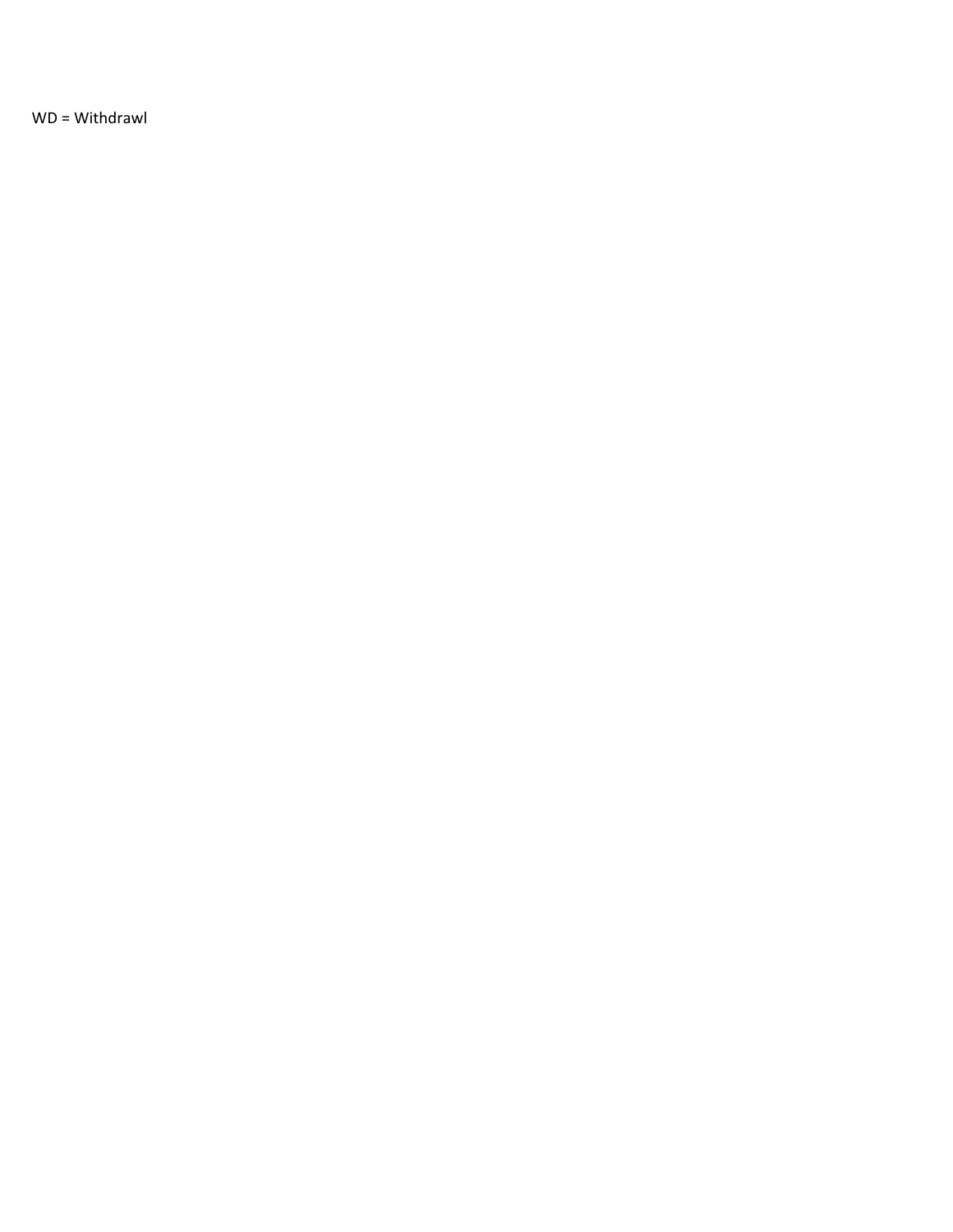WD = Withdrawl